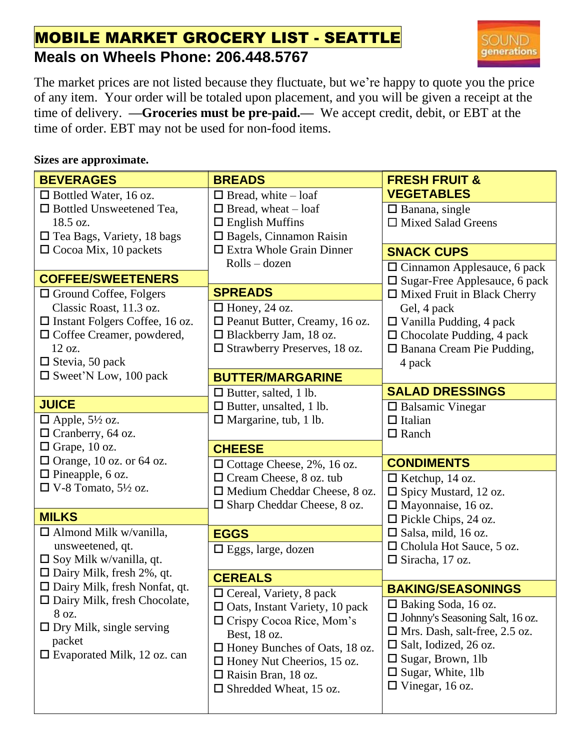# MOBILE MARKET GROCERY LIST - SEATTLE

## Meals on Wheels Phone: 206.448.5767

SOUND generations

The market prices are not listed because they fluctuate, but we're happy to quote you the price of any item. Your order will be totaled upon placement, and you will be given a receipt at the time of delivery. **—Groceries must be pre-paid.—** We accept credit, debit, or EBT at the time of order. EBT may not be used for non-food items.

**Sizes are approximate.**

### BEVERAGES
- ☐ Bottled Water, 16 oz.
- ☐ Bottled Unsweetened Tea, 18.5 oz.
- ☐ Tea Bags, Variety, 18 bags
- ☐ Cocoa Mix, 10 packets

### COFFEE/SWEETENERS
- ☐ Ground Coffee, Folgers Classic Roast, 11.3 oz.
- ☐ Instant Folgers Coffee, 16 oz.
- ☐ Coffee Creamer, powdered, 12 oz.
- ☐ Stevia, 50 pack
- ☐ Sweet'N Low, 100 pack

### JUICE
- ☐ Apple, 5½ oz.
- ☐ Cranberry, 64 oz.
- ☐ Grape, 10 oz.
- ☐ Orange, 10 oz. or 64 oz.
- ☐ Pineapple, 6 oz.
- ☐ V-8 Tomato, 5½ oz.

### MILKS
- ☐ Almond Milk w/vanilla, unsweetened, qt.
- ☐ Soy Milk w/vanilla, qt.
- ☐ Dairy Milk, fresh 2%, qt.
- ☐ Dairy Milk, fresh Nonfat, qt.
- ☐ Dairy Milk, fresh Chocolate, 8 oz.
- ☐ Dry Milk, single serving packet
- ☐ Evaporated Milk, 12 oz. can

### BREADS
- ☐ Bread, white – loaf
- ☐ Bread, wheat – loaf
- ☐ English Muffins
- ☐ Bagels, Cinnamon Raisin
- ☐ Extra Whole Grain Dinner Rolls – dozen

### SPREADS
- ☐ Honey, 24 oz.
- ☐ Peanut Butter, Creamy, 16 oz.
- ☐ Blackberry Jam, 18 oz.
- ☐ Strawberry Preserves, 18 oz.

### BUTTER/MARGARINE
- ☐ Butter, salted, 1 lb.
- ☐ Butter, unsalted, 1 lb.
- ☐ Margarine, tub, 1 lb.

### CHEESE
- ☐ Cottage Cheese, 2%, 16 oz.
- ☐ Cream Cheese, 8 oz. tub
- ☐ Medium Cheddar Cheese, 8 oz.
- ☐ Sharp Cheddar Cheese, 8 oz.

### EGGS
- ☐ Eggs, large, dozen

### CEREALS
- ☐ Cereal, Variety, 8 pack
- ☐ Oats, Instant Variety, 10 pack
- ☐ Crispy Cocoa Rice, Mom's Best, 18 oz.
- ☐ Honey Bunches of Oats, 18 oz.
- ☐ Honey Nut Cheerios, 15 oz.
- ☐ Raisin Bran, 18 oz.
- ☐ Shredded Wheat, 15 oz.

### FRESH FRUIT & VEGETABLES
- ☐ Banana, single
- ☐ Mixed Salad Greens

### SNACK CUPS
- ☐ Cinnamon Applesauce, 6 pack
- ☐ Sugar-Free Applesauce, 6 pack
- ☐ Mixed Fruit in Black Cherry Gel, 4 pack
- ☐ Vanilla Pudding, 4 pack
- ☐ Chocolate Pudding, 4 pack
- ☐ Banana Cream Pie Pudding, 4 pack

### SALAD DRESSINGS
- ☐ Balsamic Vinegar
- ☐ Italian
- ☐ Ranch

### CONDIMENTS
- ☐ Ketchup, 14 oz.
- ☐ Spicy Mustard, 12 oz.
- ☐ Mayonnaise, 16 oz.
- ☐ Pickle Chips, 24 oz.
- ☐ Salsa, mild, 16 oz.
- ☐ Cholula Hot Sauce, 5 oz.
- ☐ Siracha, 17 oz.

### BAKING/SEASONINGS
- ☐ Baking Soda, 16 oz.
- ☐ Johnny's Seasoning Salt, 16 oz.
- ☐ Mrs. Dash, salt-free, 2.5 oz.
- ☐ Salt, Iodized, 26 oz.
- ☐ Sugar, Brown, 1lb
- ☐ Sugar, White, 1lb
- ☐ Vinegar, 16 oz.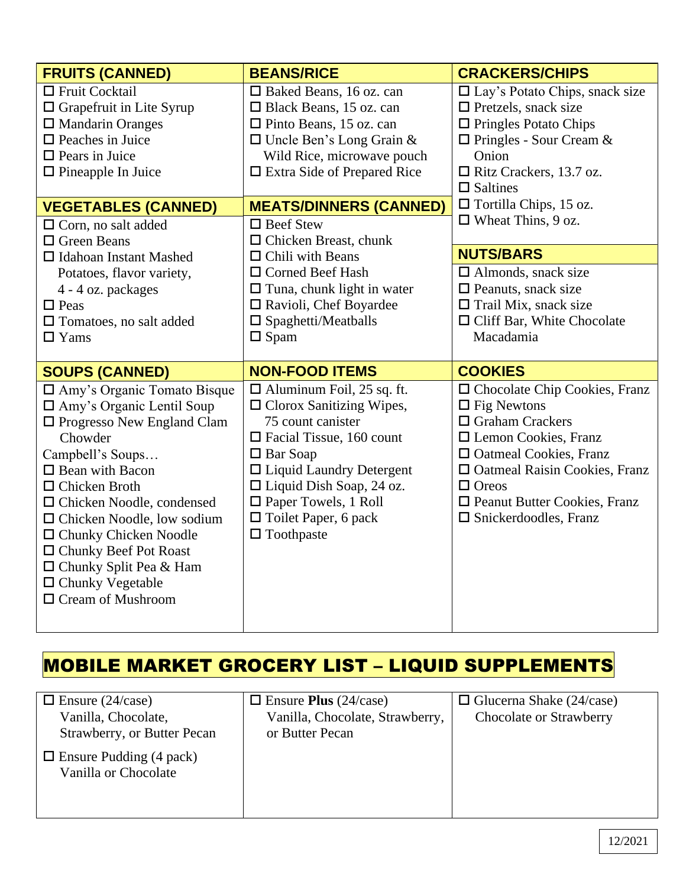## FRUITS (CANNED)

- ☐ Fruit Cocktail
- ☐ Grapefruit in Lite Syrup
- ☐ Mandarin Oranges
- ☐ Peaches in Juice
- ☐ Pears in Juice
- ☐ Pineapple In Juice

## VEGETABLES (CANNED)

- ☐ Corn, no salt added
- ☐ Green Beans
- ☐ Idahoan Instant Mashed Potatoes, flavor variety, 4 - 4 oz. packages
- ☐ Peas
- ☐ Tomatoes, no salt added
- ☐ Yams

## SOUPS (CANNED)

- ☐ Amy's Organic Tomato Bisque
- ☐ Amy's Organic Lentil Soup
- ☐ Progresso New England Clam Chowder

Campbell's Soups…

- ☐ Bean with Bacon
- ☐ Chicken Broth
- ☐ Chicken Noodle, condensed
- ☐ Chicken Noodle, low sodium
- ☐ Chunky Chicken Noodle
- ☐ Chunky Beef Pot Roast
- ☐ Chunky Split Pea & Ham
- ☐ Chunky Vegetable
- ☐ Cream of Mushroom

## BEANS/RICE

- ☐ Baked Beans, 16 oz. can
- ☐ Black Beans, 15 oz. can
- ☐ Pinto Beans, 15 oz. can
- ☐ Uncle Ben's Long Grain & Wild Rice, microwave pouch
- ☐ Extra Side of Prepared Rice

## MEATS/DINNERS (CANNED)

- ☐ Beef Stew
- ☐ Chicken Breast, chunk
- ☐ Chili with Beans
- ☐ Corned Beef Hash
- ☐ Tuna, chunk light in water
- ☐ Ravioli, Chef Boyardee
- ☐ Spaghetti/Meatballs
- ☐ Spam

## NON-FOOD ITEMS

- ☐ Aluminum Foil, 25 sq. ft.
- ☐ Clorox Sanitizing Wipes, 75 count canister
- ☐ Facial Tissue, 160 count
- ☐ Bar Soap
- ☐ Liquid Laundry Detergent
- ☐ Liquid Dish Soap, 24 oz.
- ☐ Paper Towels, 1 Roll
- ☐ Toilet Paper, 6 pack
- ☐ Toothpaste

## CRACKERS/CHIPS

- ☐ Lay's Potato Chips, snack size
- ☐ Pretzels, snack size
- ☐ Pringles Potato Chips
- ☐ Pringles - Sour Cream & Onion
- ☐ Ritz Crackers, 13.7 oz.
- ☐ Saltines
- ☐ Tortilla Chips, 15 oz.
- ☐ Wheat Thins, 9 oz.

## NUTS/BARS

- ☐ Almonds, snack size
- ☐ Peanuts, snack size
- ☐ Trail Mix, snack size
- ☐ Cliff Bar, White Chocolate Macadamia

## COOKIES

- ☐ Chocolate Chip Cookies, Franz
- ☐ Fig Newtons
- ☐ Graham Crackers
- ☐ Lemon Cookies, Franz
- ☐ Oatmeal Cookies, Franz
- ☐ Oatmeal Raisin Cookies, Franz
- ☐ Oreos
- ☐ Peanut Butter Cookies, Franz
- ☐ Snickerdoodles, Franz

# MOBILE MARKET GROCERY LIST – LIQUID SUPPLEMENTS

- ☐ Ensure (24/case) Vanilla, Chocolate, Strawberry, or Butter Pecan
- ☐ Ensure Pudding (4 pack) Vanilla or Chocolate
- ☐ Ensure **Plus** (24/case) Vanilla, Chocolate, Strawberry, or Butter Pecan
- ☐ Glucerna Shake (24/case) Chocolate or Strawberry

12/2021